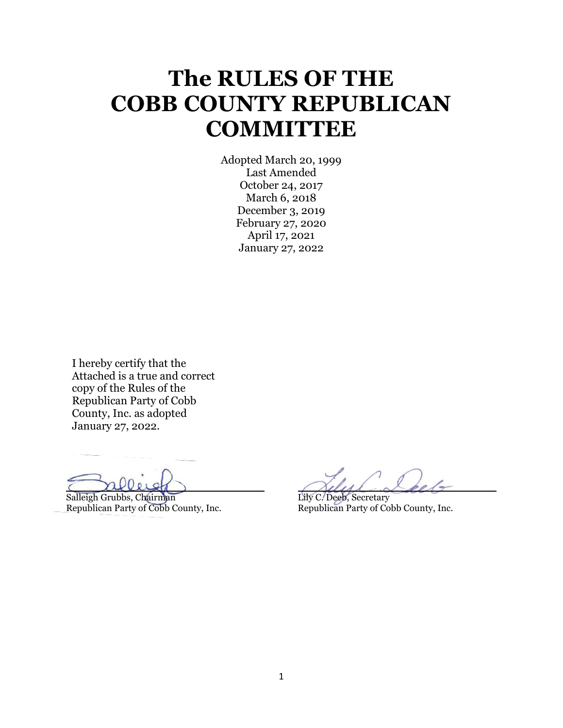# The RULES OF THE COBB COUNTY REPUBLICAN COMMITTEE

Adopted March 20, 1999
Last Amended
October 24, 2017
March 6, 2018
December 3, 2019
February 27, 2020
April 17, 2021
January 27, 2022

I hereby certify that the Attached is a true and correct copy of the Rules of the Republican Party of Cobb County, Inc. as adopted January 27, 2022.

Salleigh Grubbs, Chairman
Republican Party of Cobb County, Inc.

Lily C. Deeb, Secretary
Republican Party of Cobb County, Inc.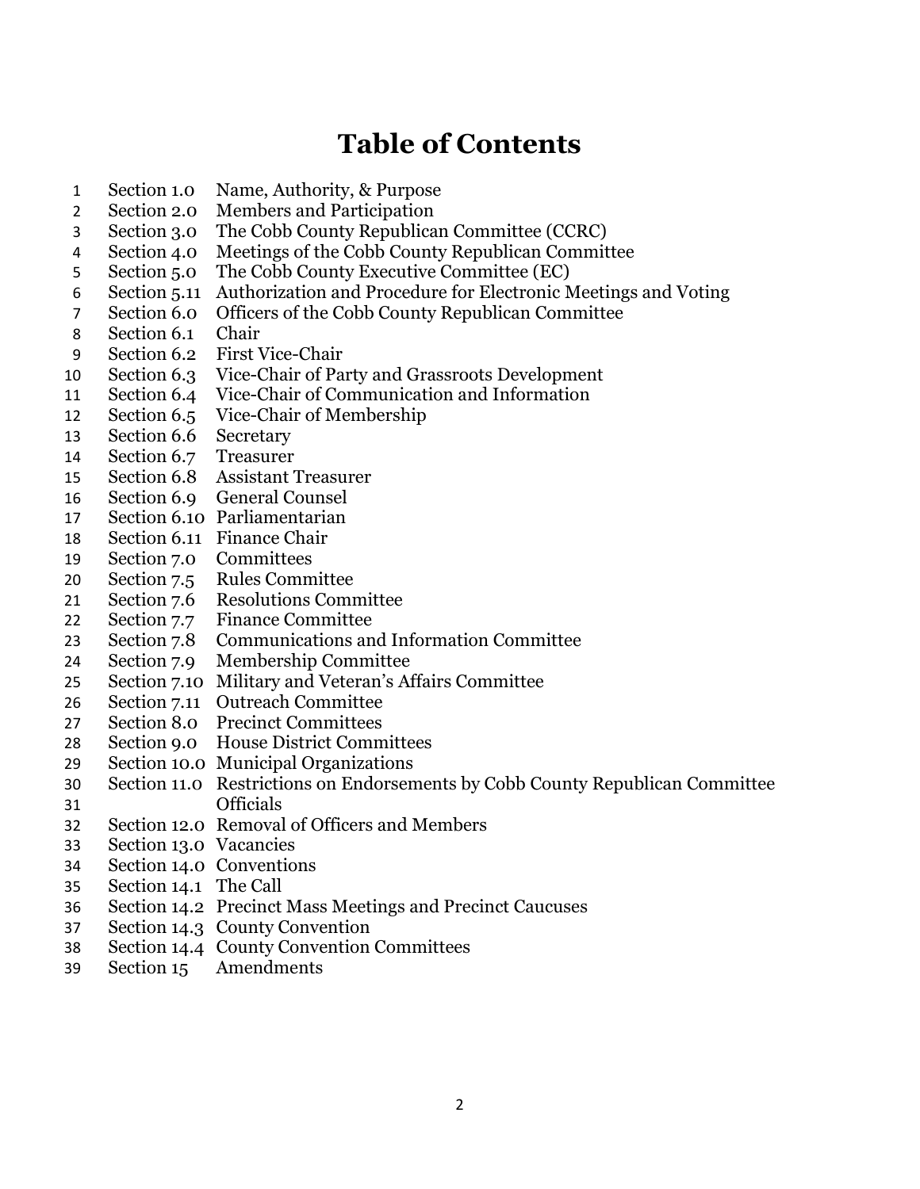# Table of Contents

| | |
|---|---|
| Section 1.0 | Name, Authority, & Purpose |
| Section 2.0 | Members and Participation |
| Section 3.0 | The Cobb County Republican Committee (CCRC) |
| Section 4.0 | Meetings of the Cobb County Republican Committee |
| Section 5.0 | The Cobb County Executive Committee (EC) |
| Section 5.11 | Authorization and Procedure for Electronic Meetings and Voting |
| Section 6.0 | Officers of the Cobb County Republican Committee |
| Section 6.1 | Chair |
| Section 6.2 | First Vice-Chair |
| Section 6.3 | Vice-Chair of Party and Grassroots Development |
| Section 6.4 | Vice-Chair of Communication and Information |
| Section 6.5 | Vice-Chair of Membership |
| Section 6.6 | Secretary |
| Section 6.7 | Treasurer |
| Section 6.8 | Assistant Treasurer |
| Section 6.9 | General Counsel |
| Section 6.10 | Parliamentarian |
| Section 6.11 | Finance Chair |
| Section 7.0 | Committees |
| Section 7.5 | Rules Committee |
| Section 7.6 | Resolutions Committee |
| Section 7.7 | Finance Committee |
| Section 7.8 | Communications and Information Committee |
| Section 7.9 | Membership Committee |
| Section 7.10 | Military and Veteran's Affairs Committee |
| Section 7.11 | Outreach Committee |
| Section 8.0 | Precinct Committees |
| Section 9.0 | House District Committees |
| Section 10.0 | Municipal Organizations |
| Section 11.0 | Restrictions on Endorsements by Cobb County Republican Committee Officials |
| Section 12.0 | Removal of Officers and Members |
| Section 13.0 | Vacancies |
| Section 14.0 | Conventions |
| Section 14.1 | The Call |
| Section 14.2 | Precinct Mass Meetings and Precinct Caucuses |
| Section 14.3 | County Convention |
| Section 14.4 | County Convention Committees |
| Section 15 | Amendments |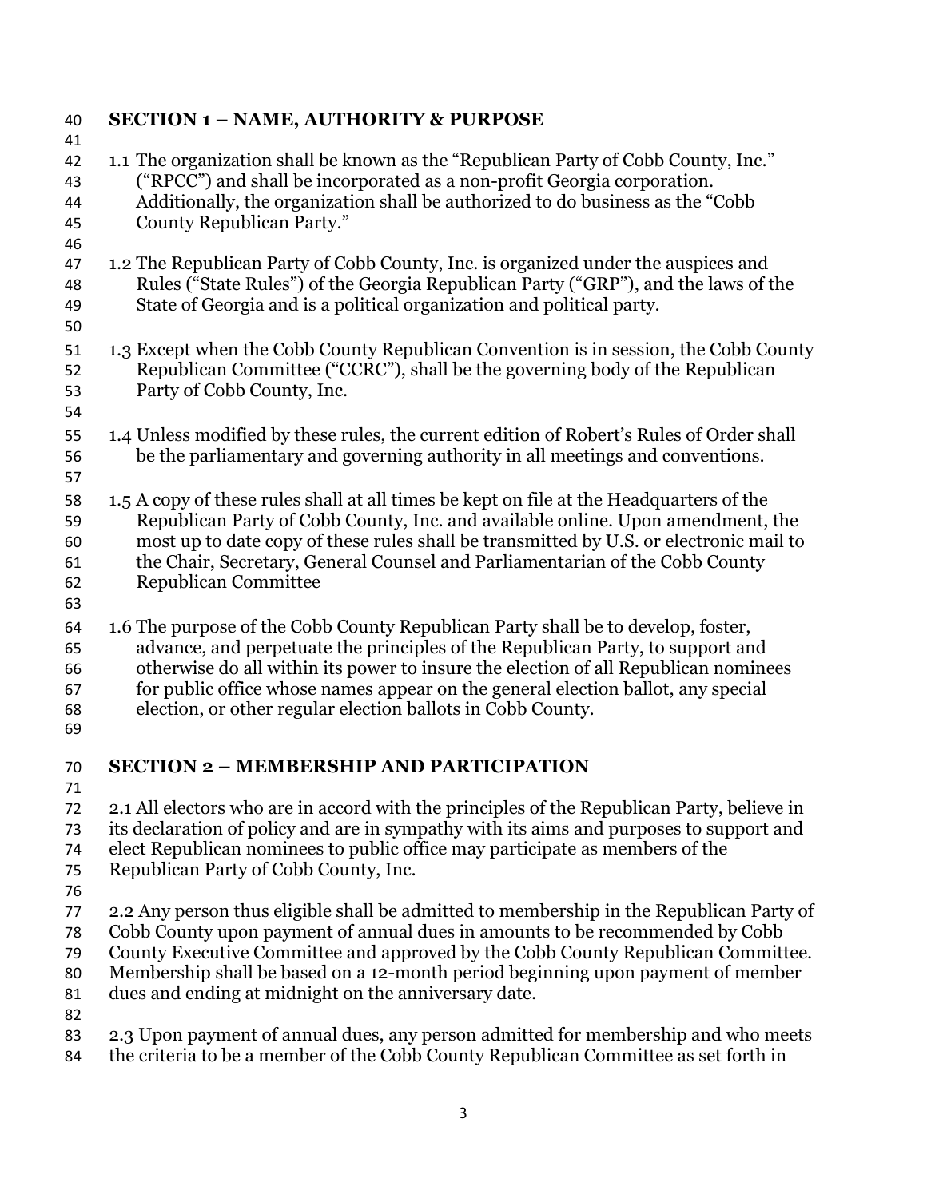## SECTION 1 – NAME, AUTHORITY & PURPOSE

1.1 The organization shall be known as the "Republican Party of Cobb County, Inc." ("RPCC") and shall be incorporated as a non-profit Georgia corporation. Additionally, the organization shall be authorized to do business as the "Cobb County Republican Party."

1.2 The Republican Party of Cobb County, Inc. is organized under the auspices and Rules ("State Rules") of the Georgia Republican Party ("GRP"), and the laws of the State of Georgia and is a political organization and political party.

1.3 Except when the Cobb County Republican Convention is in session, the Cobb County Republican Committee ("CCRC"), shall be the governing body of the Republican Party of Cobb County, Inc.

1.4 Unless modified by these rules, the current edition of Robert's Rules of Order shall be the parliamentary and governing authority in all meetings and conventions.

1.5 A copy of these rules shall at all times be kept on file at the Headquarters of the Republican Party of Cobb County, Inc. and available online. Upon amendment, the most up to date copy of these rules shall be transmitted by U.S. or electronic mail to the Chair, Secretary, General Counsel and Parliamentarian of the Cobb County Republican Committee

1.6 The purpose of the Cobb County Republican Party shall be to develop, foster, advance, and perpetuate the principles of the Republican Party, to support and otherwise do all within its power to insure the election of all Republican nominees for public office whose names appear on the general election ballot, any special election, or other regular election ballots in Cobb County.

## SECTION 2 – MEMBERSHIP AND PARTICIPATION

2.1 All electors who are in accord with the principles of the Republican Party, believe in its declaration of policy and are in sympathy with its aims and purposes to support and elect Republican nominees to public office may participate as members of the Republican Party of Cobb County, Inc.

2.2 Any person thus eligible shall be admitted to membership in the Republican Party of Cobb County upon payment of annual dues in amounts to be recommended by Cobb County Executive Committee and approved by the Cobb County Republican Committee. Membership shall be based on a 12-month period beginning upon payment of member dues and ending at midnight on the anniversary date.

2.3 Upon payment of annual dues, any person admitted for membership and who meets the criteria to be a member of the Cobb County Republican Committee as set forth in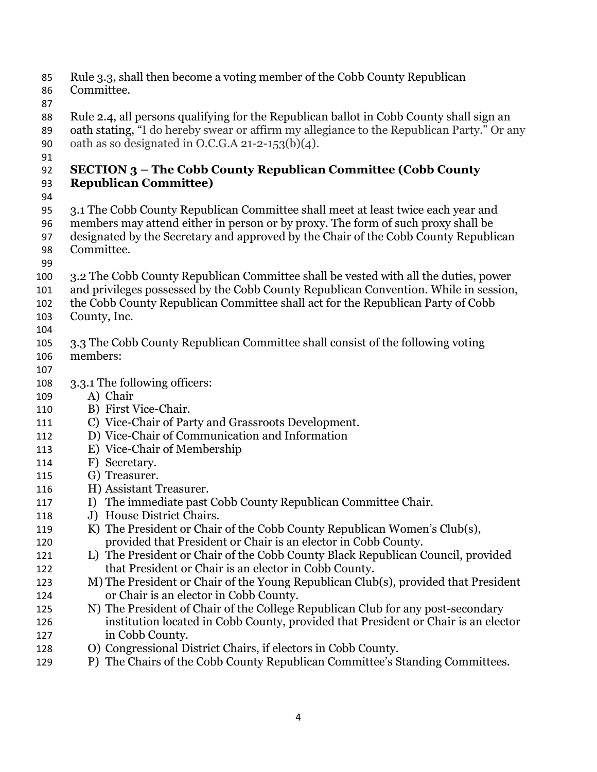Rule 3.3, shall then become a voting member of the Cobb County Republican Committee.

Rule 2.4, all persons qualifying for the Republican ballot in Cobb County shall sign an oath stating, "I do hereby swear or affirm my allegiance to the Republican Party." Or any oath as so designated in O.C.G.A 21-2-153(b)(4).

## SECTION 3 – The Cobb County Republican Committee (Cobb County Republican Committee)

3.1 The Cobb County Republican Committee shall meet at least twice each year and members may attend either in person or by proxy. The form of such proxy shall be designated by the Secretary and approved by the Chair of the Cobb County Republican Committee.

3.2 The Cobb County Republican Committee shall be vested with all the duties, power and privileges possessed by the Cobb County Republican Convention. While in session, the Cobb County Republican Committee shall act for the Republican Party of Cobb County, Inc.

3.3 The Cobb County Republican Committee shall consist of the following voting members:

3.3.1 The following officers:

A) Chair
B) First Vice-Chair.
C) Vice-Chair of Party and Grassroots Development.
D) Vice-Chair of Communication and Information
E) Vice-Chair of Membership
F) Secretary.
G) Treasurer.
H) Assistant Treasurer.
I) The immediate past Cobb County Republican Committee Chair.
J) House District Chairs.
K) The President or Chair of the Cobb County Republican Women's Club(s), provided that President or Chair is an elector in Cobb County.
L) The President or Chair of the Cobb County Black Republican Council, provided that President or Chair is an elector in Cobb County.
M) The President or Chair of the Young Republican Club(s), provided that President or Chair is an elector in Cobb County.
N) The President of Chair of the College Republican Club for any post-secondary institution located in Cobb County, provided that President or Chair is an elector in Cobb County.
O) Congressional District Chairs, if electors in Cobb County.
P) The Chairs of the Cobb County Republican Committee's Standing Committees.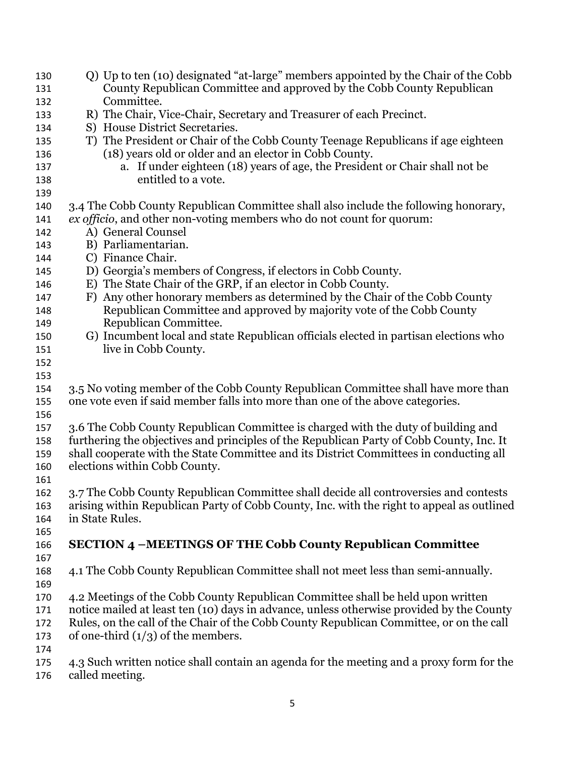Q) Up to ten (10) designated "at-large" members appointed by the Chair of the Cobb County Republican Committee and approved by the Cobb County Republican Committee.

R) The Chair, Vice-Chair, Secretary and Treasurer of each Precinct.

S) House District Secretaries.

T) The President or Chair of the Cobb County Teenage Republicans if age eighteen (18) years old or older and an elector in Cobb County.

   a. If under eighteen (18) years of age, the President or Chair shall not be entitled to a vote.

3.4 The Cobb County Republican Committee shall also include the following honorary, *ex officio*, and other non-voting members who do not count for quorum:

A) General Counsel

B) Parliamentarian.

C) Finance Chair.

D) Georgia's members of Congress, if electors in Cobb County.

E) The State Chair of the GRP, if an elector in Cobb County.

F) Any other honorary members as determined by the Chair of the Cobb County Republican Committee and approved by majority vote of the Cobb County Republican Committee.

G) Incumbent local and state Republican officials elected in partisan elections who live in Cobb County.

3.5 No voting member of the Cobb County Republican Committee shall have more than one vote even if said member falls into more than one of the above categories.

3.6 The Cobb County Republican Committee is charged with the duty of building and furthering the objectives and principles of the Republican Party of Cobb County, Inc. It shall cooperate with the State Committee and its District Committees in conducting all elections within Cobb County.

3.7 The Cobb County Republican Committee shall decide all controversies and contests arising within Republican Party of Cobb County, Inc. with the right to appeal as outlined in State Rules.

## SECTION 4 –MEETINGS OF THE Cobb County Republican Committee

4.1 The Cobb County Republican Committee shall not meet less than semi-annually.

4.2 Meetings of the Cobb County Republican Committee shall be held upon written notice mailed at least ten (10) days in advance, unless otherwise provided by the County Rules, on the call of the Chair of the Cobb County Republican Committee, or on the call of one-third (1/3) of the members.

4.3 Such written notice shall contain an agenda for the meeting and a proxy form for the called meeting.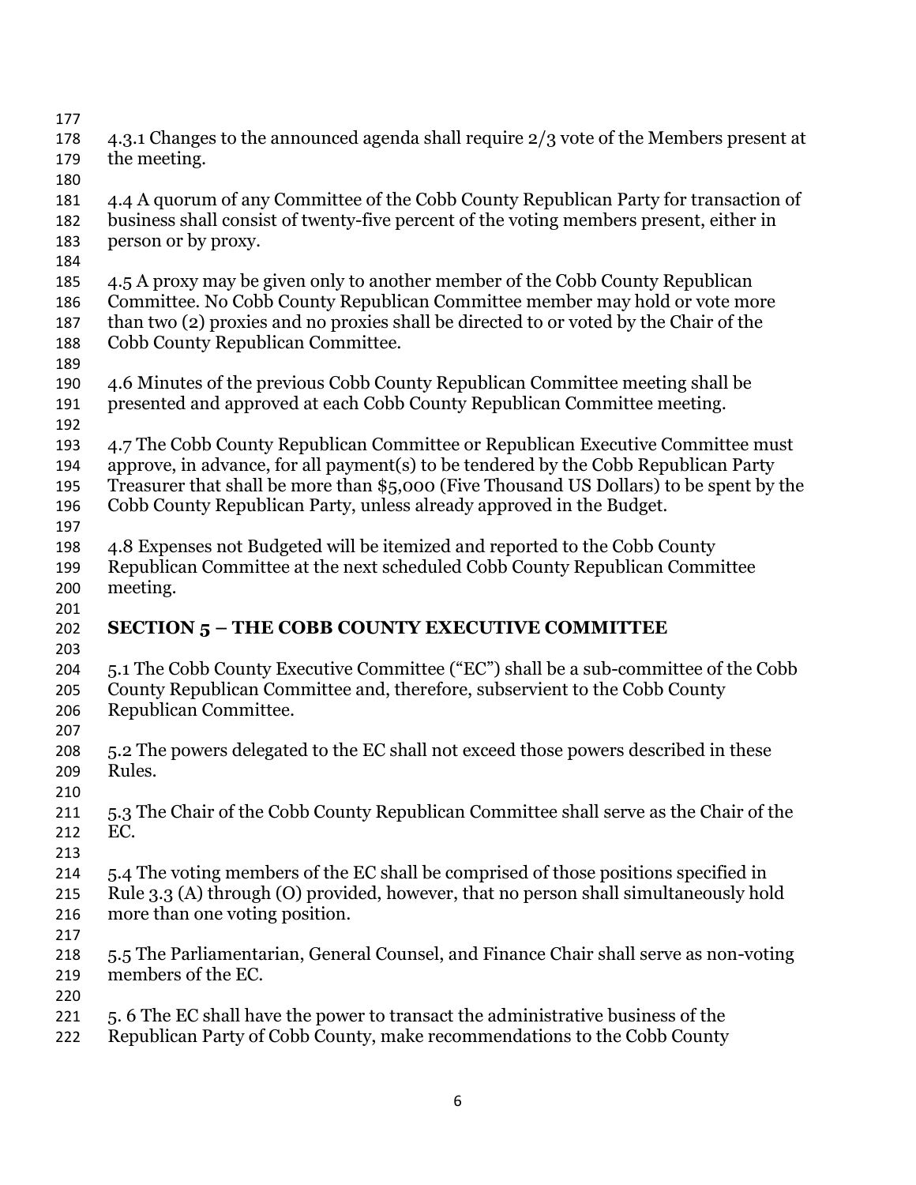4.3.1 Changes to the announced agenda shall require 2/3 vote of the Members present at the meeting.

4.4 A quorum of any Committee of the Cobb County Republican Party for transaction of business shall consist of twenty-five percent of the voting members present, either in person or by proxy.

4.5 A proxy may be given only to another member of the Cobb County Republican Committee. No Cobb County Republican Committee member may hold or vote more than two (2) proxies and no proxies shall be directed to or voted by the Chair of the Cobb County Republican Committee.

4.6 Minutes of the previous Cobb County Republican Committee meeting shall be presented and approved at each Cobb County Republican Committee meeting.

4.7 The Cobb County Republican Committee or Republican Executive Committee must approve, in advance, for all payment(s) to be tendered by the Cobb Republican Party Treasurer that shall be more than $5,000 (Five Thousand US Dollars) to be spent by the Cobb County Republican Party, unless already approved in the Budget.

4.8 Expenses not Budgeted will be itemized and reported to the Cobb County Republican Committee at the next scheduled Cobb County Republican Committee meeting.

## SECTION 5 – THE COBB COUNTY EXECUTIVE COMMITTEE

5.1 The Cobb County Executive Committee ("EC") shall be a sub-committee of the Cobb County Republican Committee and, therefore, subservient to the Cobb County Republican Committee.

5.2 The powers delegated to the EC shall not exceed those powers described in these Rules.

5.3 The Chair of the Cobb County Republican Committee shall serve as the Chair of the EC.

5.4 The voting members of the EC shall be comprised of those positions specified in Rule 3.3 (A) through (O) provided, however, that no person shall simultaneously hold more than one voting position.

5.5 The Parliamentarian, General Counsel, and Finance Chair shall serve as non-voting members of the EC.

5. 6 The EC shall have the power to transact the administrative business of the Republican Party of Cobb County, make recommendations to the Cobb County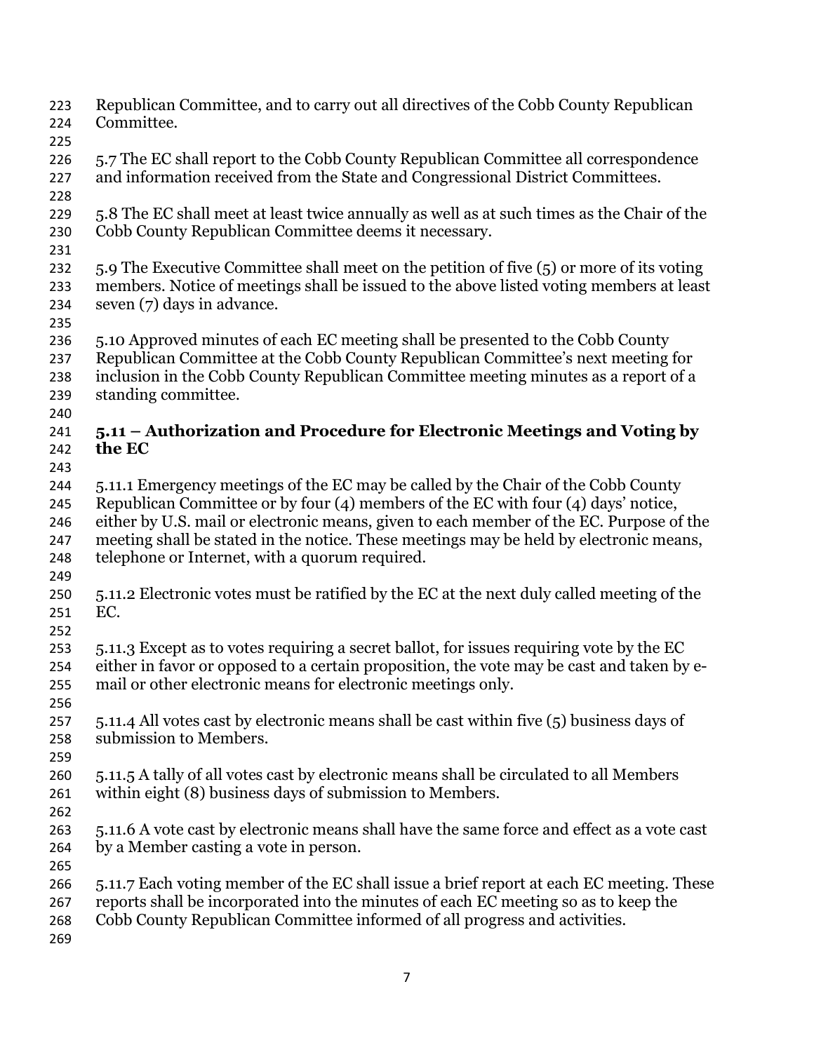Republican Committee, and to carry out all directives of the Cobb County Republican Committee.

5.7 The EC shall report to the Cobb County Republican Committee all correspondence and information received from the State and Congressional District Committees.

5.8 The EC shall meet at least twice annually as well as at such times as the Chair of the Cobb County Republican Committee deems it necessary.

5.9 The Executive Committee shall meet on the petition of five (5) or more of its voting members. Notice of meetings shall be issued to the above listed voting members at least seven (7) days in advance.

5.10 Approved minutes of each EC meeting shall be presented to the Cobb County Republican Committee at the Cobb County Republican Committee's next meeting for inclusion in the Cobb County Republican Committee meeting minutes as a report of a standing committee.

### 5.11 – Authorization and Procedure for Electronic Meetings and Voting by the EC

5.11.1 Emergency meetings of the EC may be called by the Chair of the Cobb County Republican Committee or by four (4) members of the EC with four (4) days' notice, either by U.S. mail or electronic means, given to each member of the EC. Purpose of the meeting shall be stated in the notice. These meetings may be held by electronic means, telephone or Internet, with a quorum required.

5.11.2 Electronic votes must be ratified by the EC at the next duly called meeting of the EC.

5.11.3 Except as to votes requiring a secret ballot, for issues requiring vote by the EC either in favor or opposed to a certain proposition, the vote may be cast and taken by e-mail or other electronic means for electronic meetings only.

5.11.4 All votes cast by electronic means shall be cast within five (5) business days of submission to Members.

5.11.5 A tally of all votes cast by electronic means shall be circulated to all Members within eight (8) business days of submission to Members.

5.11.6 A vote cast by electronic means shall have the same force and effect as a vote cast by a Member casting a vote in person.

5.11.7 Each voting member of the EC shall issue a brief report at each EC meeting. These reports shall be incorporated into the minutes of each EC meeting so as to keep the Cobb County Republican Committee informed of all progress and activities.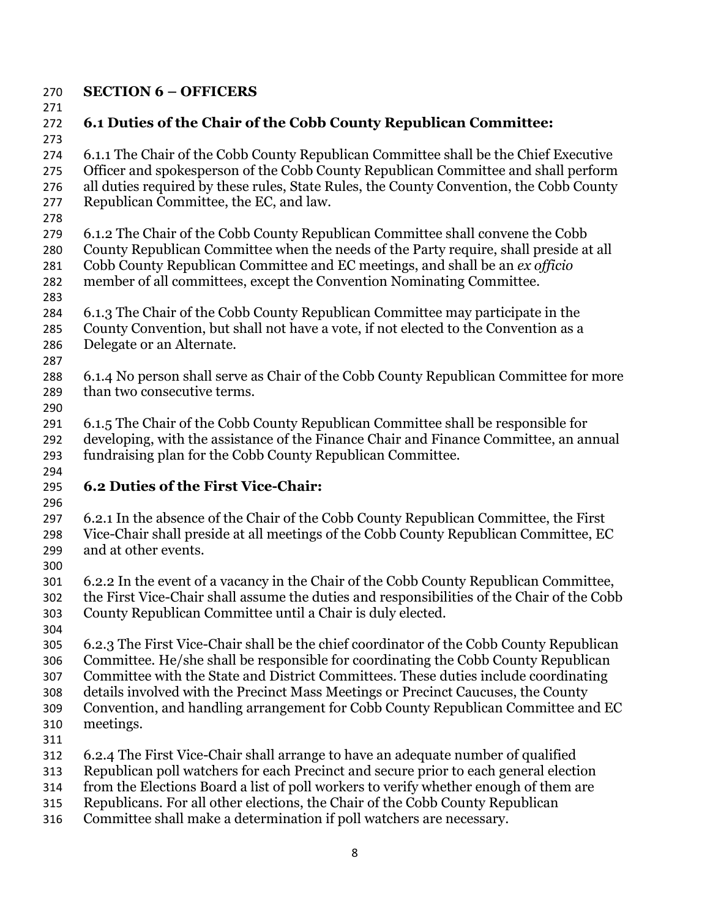## SECTION 6 – OFFICERS

### 6.1 Duties of the Chair of the Cobb County Republican Committee:

6.1.1 The Chair of the Cobb County Republican Committee shall be the Chief Executive Officer and spokesperson of the Cobb County Republican Committee and shall perform all duties required by these rules, State Rules, the County Convention, the Cobb County Republican Committee, the EC, and law.

6.1.2 The Chair of the Cobb County Republican Committee shall convene the Cobb County Republican Committee when the needs of the Party require, shall preside at all Cobb County Republican Committee and EC meetings, and shall be an *ex officio* member of all committees, except the Convention Nominating Committee.

6.1.3 The Chair of the Cobb County Republican Committee may participate in the County Convention, but shall not have a vote, if not elected to the Convention as a Delegate or an Alternate.

6.1.4 No person shall serve as Chair of the Cobb County Republican Committee for more than two consecutive terms.

6.1.5 The Chair of the Cobb County Republican Committee shall be responsible for developing, with the assistance of the Finance Chair and Finance Committee, an annual fundraising plan for the Cobb County Republican Committee.

### 6.2 Duties of the First Vice-Chair:

6.2.1 In the absence of the Chair of the Cobb County Republican Committee, the First Vice-Chair shall preside at all meetings of the Cobb County Republican Committee, EC and at other events.

6.2.2 In the event of a vacancy in the Chair of the Cobb County Republican Committee, the First Vice-Chair shall assume the duties and responsibilities of the Chair of the Cobb County Republican Committee until a Chair is duly elected.

6.2.3 The First Vice-Chair shall be the chief coordinator of the Cobb County Republican Committee. He/she shall be responsible for coordinating the Cobb County Republican Committee with the State and District Committees. These duties include coordinating details involved with the Precinct Mass Meetings or Precinct Caucuses, the County Convention, and handling arrangement for Cobb County Republican Committee and EC meetings.

6.2.4 The First Vice-Chair shall arrange to have an adequate number of qualified Republican poll watchers for each Precinct and secure prior to each general election from the Elections Board a list of poll workers to verify whether enough of them are Republicans. For all other elections, the Chair of the Cobb County Republican Committee shall make a determination if poll watchers are necessary.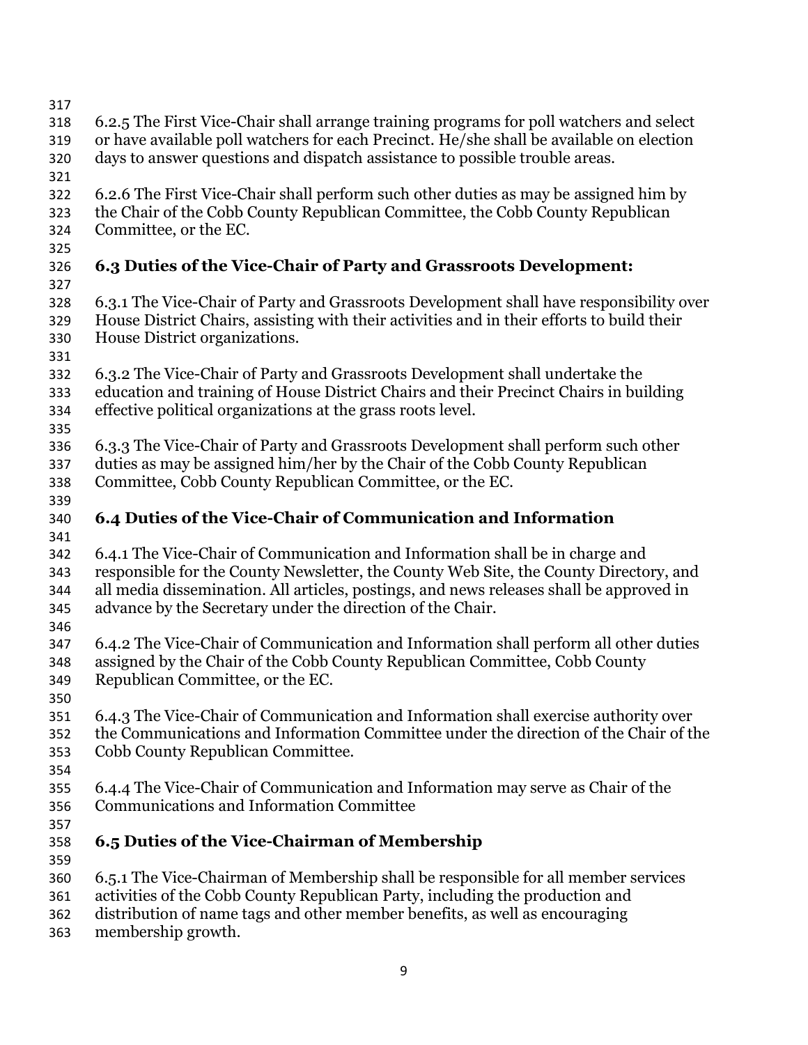6.2.5 The First Vice-Chair shall arrange training programs for poll watchers and select or have available poll watchers for each Precinct. He/she shall be available on election days to answer questions and dispatch assistance to possible trouble areas.

6.2.6 The First Vice-Chair shall perform such other duties as may be assigned him by the Chair of the Cobb County Republican Committee, the Cobb County Republican Committee, or the EC.

## 6.3 Duties of the Vice-Chair of Party and Grassroots Development:

6.3.1 The Vice-Chair of Party and Grassroots Development shall have responsibility over House District Chairs, assisting with their activities and in their efforts to build their House District organizations.

6.3.2 The Vice-Chair of Party and Grassroots Development shall undertake the education and training of House District Chairs and their Precinct Chairs in building effective political organizations at the grass roots level.

6.3.3 The Vice-Chair of Party and Grassroots Development shall perform such other duties as may be assigned him/her by the Chair of the Cobb County Republican Committee, Cobb County Republican Committee, or the EC.

## 6.4 Duties of the Vice-Chair of Communication and Information

6.4.1 The Vice-Chair of Communication and Information shall be in charge and responsible for the County Newsletter, the County Web Site, the County Directory, and all media dissemination. All articles, postings, and news releases shall be approved in advance by the Secretary under the direction of the Chair.

6.4.2 The Vice-Chair of Communication and Information shall perform all other duties assigned by the Chair of the Cobb County Republican Committee, Cobb County Republican Committee, or the EC.

6.4.3 The Vice-Chair of Communication and Information shall exercise authority over the Communications and Information Committee under the direction of the Chair of the Cobb County Republican Committee.

6.4.4 The Vice-Chair of Communication and Information may serve as Chair of the Communications and Information Committee

## 6.5 Duties of the Vice-Chairman of Membership

6.5.1 The Vice-Chairman of Membership shall be responsible for all member services activities of the Cobb County Republican Party, including the production and distribution of name tags and other member benefits, as well as encouraging membership growth.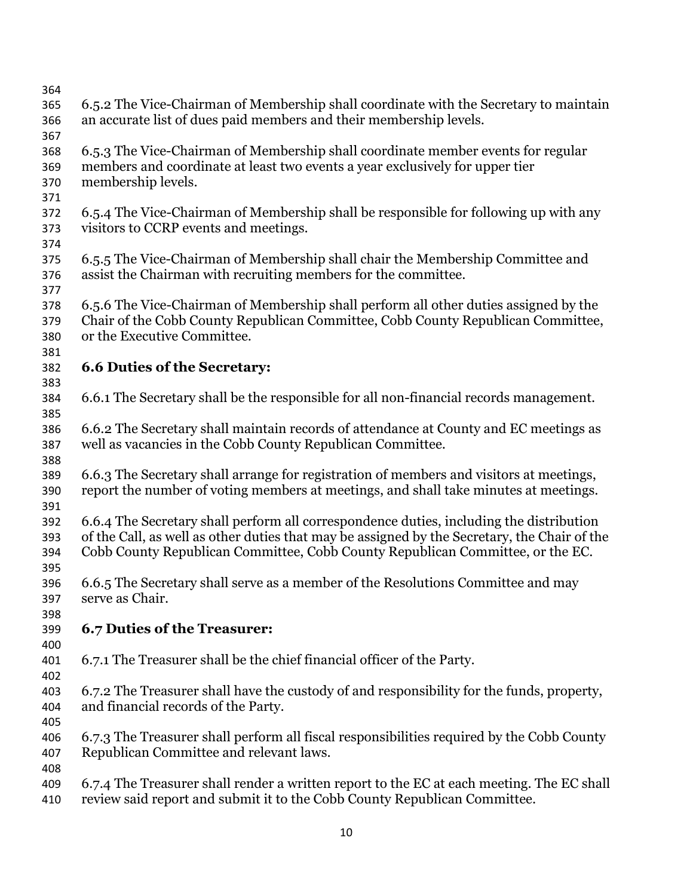6.5.2 The Vice-Chairman of Membership shall coordinate with the Secretary to maintain an accurate list of dues paid members and their membership levels.

6.5.3 The Vice-Chairman of Membership shall coordinate member events for regular members and coordinate at least two events a year exclusively for upper tier membership levels.

6.5.4 The Vice-Chairman of Membership shall be responsible for following up with any visitors to CCRP events and meetings.

6.5.5 The Vice-Chairman of Membership shall chair the Membership Committee and assist the Chairman with recruiting members for the committee.

6.5.6 The Vice-Chairman of Membership shall perform all other duties assigned by the Chair of the Cobb County Republican Committee, Cobb County Republican Committee, or the Executive Committee.

### 6.6 Duties of the Secretary:

6.6.1 The Secretary shall be the responsible for all non-financial records management.

6.6.2 The Secretary shall maintain records of attendance at County and EC meetings as well as vacancies in the Cobb County Republican Committee.

6.6.3 The Secretary shall arrange for registration of members and visitors at meetings, report the number of voting members at meetings, and shall take minutes at meetings.

6.6.4 The Secretary shall perform all correspondence duties, including the distribution of the Call, as well as other duties that may be assigned by the Secretary, the Chair of the Cobb County Republican Committee, Cobb County Republican Committee, or the EC.

6.6.5 The Secretary shall serve as a member of the Resolutions Committee and may serve as Chair.

### 6.7 Duties of the Treasurer:

6.7.1 The Treasurer shall be the chief financial officer of the Party.

6.7.2 The Treasurer shall have the custody of and responsibility for the funds, property, and financial records of the Party.

6.7.3 The Treasurer shall perform all fiscal responsibilities required by the Cobb County Republican Committee and relevant laws.

6.7.4 The Treasurer shall render a written report to the EC at each meeting. The EC shall review said report and submit it to the Cobb County Republican Committee.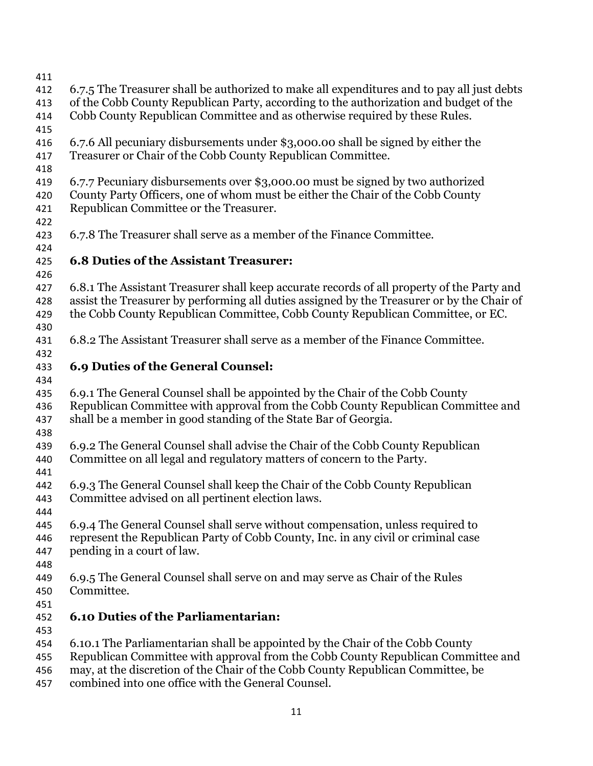6.7.5 The Treasurer shall be authorized to make all expenditures and to pay all just debts of the Cobb County Republican Party, according to the authorization and budget of the Cobb County Republican Committee and as otherwise required by these Rules.

6.7.6 All pecuniary disbursements under $3,000.00 shall be signed by either the Treasurer or Chair of the Cobb County Republican Committee.

6.7.7 Pecuniary disbursements over $3,000.00 must be signed by two authorized County Party Officers, one of whom must be either the Chair of the Cobb County Republican Committee or the Treasurer.

6.7.8 The Treasurer shall serve as a member of the Finance Committee.

### 6.8 Duties of the Assistant Treasurer:

6.8.1 The Assistant Treasurer shall keep accurate records of all property of the Party and assist the Treasurer by performing all duties assigned by the Treasurer or by the Chair of the Cobb County Republican Committee, Cobb County Republican Committee, or EC.

6.8.2 The Assistant Treasurer shall serve as a member of the Finance Committee.

### 6.9 Duties of the General Counsel:

6.9.1 The General Counsel shall be appointed by the Chair of the Cobb County Republican Committee with approval from the Cobb County Republican Committee and shall be a member in good standing of the State Bar of Georgia.

6.9.2 The General Counsel shall advise the Chair of the Cobb County Republican Committee on all legal and regulatory matters of concern to the Party.

6.9.3 The General Counsel shall keep the Chair of the Cobb County Republican Committee advised on all pertinent election laws.

6.9.4 The General Counsel shall serve without compensation, unless required to represent the Republican Party of Cobb County, Inc. in any civil or criminal case pending in a court of law.

6.9.5 The General Counsel shall serve on and may serve as Chair of the Rules Committee.

### 6.10 Duties of the Parliamentarian:

6.10.1 The Parliamentarian shall be appointed by the Chair of the Cobb County Republican Committee with approval from the Cobb County Republican Committee and may, at the discretion of the Chair of the Cobb County Republican Committee, be combined into one office with the General Counsel.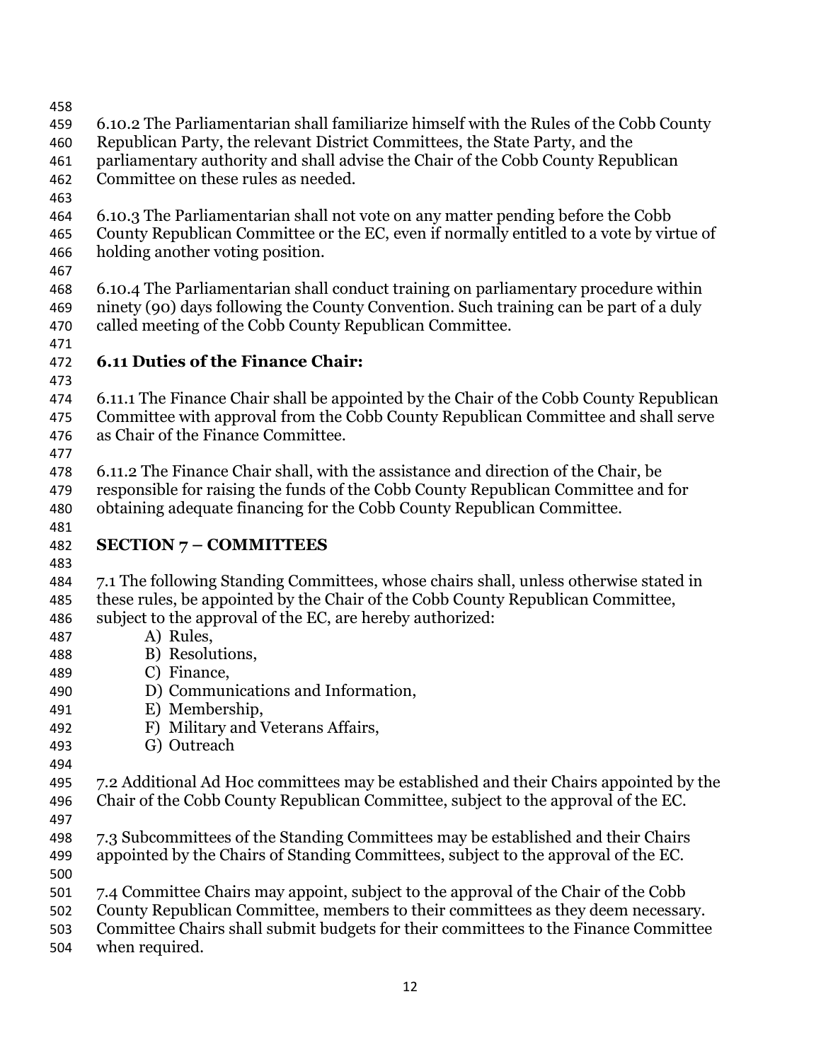6.10.2 The Parliamentarian shall familiarize himself with the Rules of the Cobb County Republican Party, the relevant District Committees, the State Party, and the parliamentary authority and shall advise the Chair of the Cobb County Republican Committee on these rules as needed.

6.10.3 The Parliamentarian shall not vote on any matter pending before the Cobb County Republican Committee or the EC, even if normally entitled to a vote by virtue of holding another voting position.

6.10.4 The Parliamentarian shall conduct training on parliamentary procedure within ninety (90) days following the County Convention. Such training can be part of a duly called meeting of the Cobb County Republican Committee.

### 6.11 Duties of the Finance Chair:

6.11.1 The Finance Chair shall be appointed by the Chair of the Cobb County Republican Committee with approval from the Cobb County Republican Committee and shall serve as Chair of the Finance Committee.

6.11.2 The Finance Chair shall, with the assistance and direction of the Chair, be responsible for raising the funds of the Cobb County Republican Committee and for obtaining adequate financing for the Cobb County Republican Committee.

## SECTION 7 – COMMITTEES

7.1 The following Standing Committees, whose chairs shall, unless otherwise stated in these rules, be appointed by the Chair of the Cobb County Republican Committee, subject to the approval of the EC, are hereby authorized:

A) Rules,
B) Resolutions,
C) Finance,
D) Communications and Information,
E) Membership,
F) Military and Veterans Affairs,
G) Outreach

7.2 Additional Ad Hoc committees may be established and their Chairs appointed by the Chair of the Cobb County Republican Committee, subject to the approval of the EC.

7.3 Subcommittees of the Standing Committees may be established and their Chairs appointed by the Chairs of Standing Committees, subject to the approval of the EC.

7.4 Committee Chairs may appoint, subject to the approval of the Chair of the Cobb County Republican Committee, members to their committees as they deem necessary. Committee Chairs shall submit budgets for their committees to the Finance Committee when required.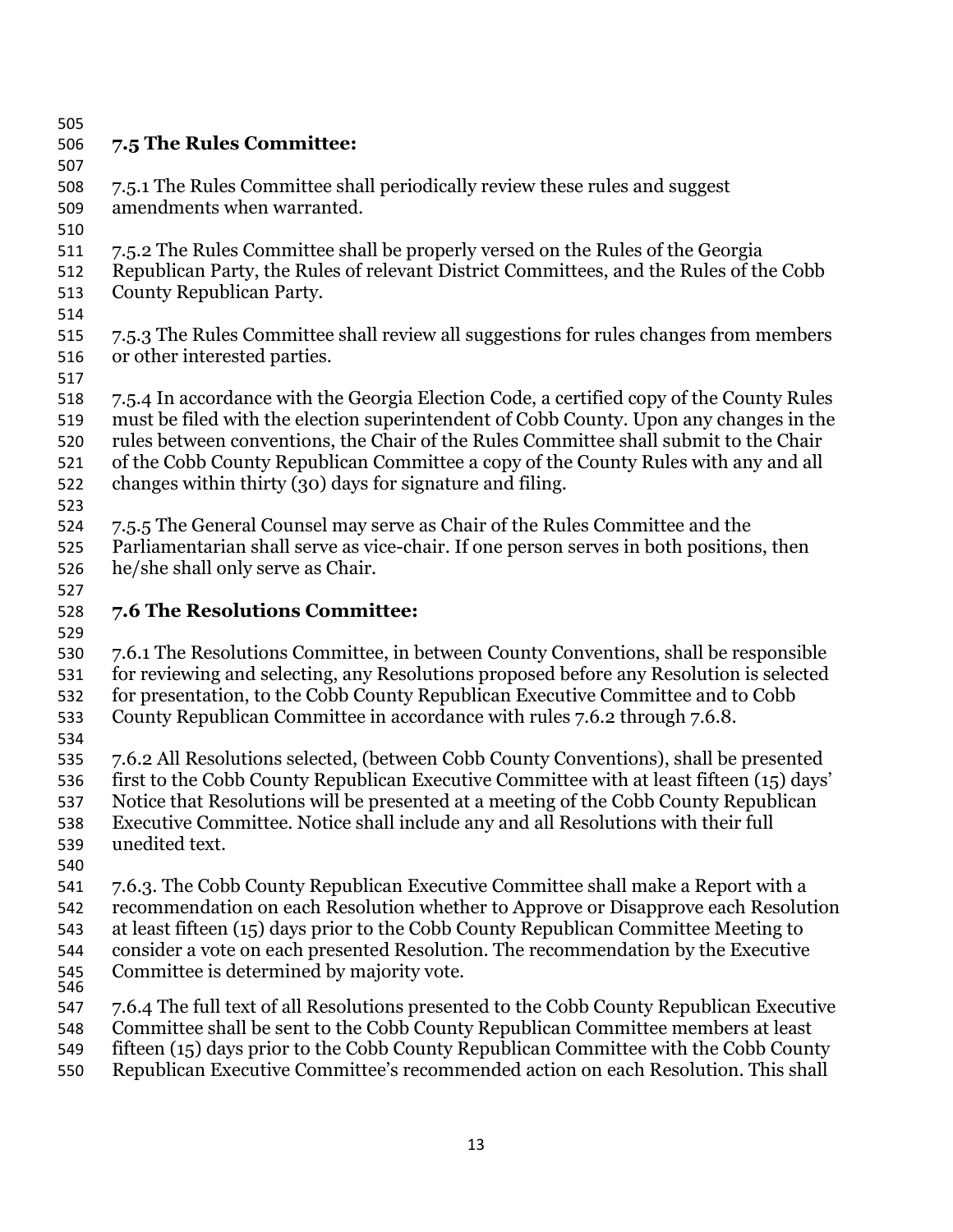### 7.5 The Rules Committee:

7.5.1 The Rules Committee shall periodically review these rules and suggest amendments when warranted.

7.5.2 The Rules Committee shall be properly versed on the Rules of the Georgia Republican Party, the Rules of relevant District Committees, and the Rules of the Cobb County Republican Party.

7.5.3 The Rules Committee shall review all suggestions for rules changes from members or other interested parties.

7.5.4 In accordance with the Georgia Election Code, a certified copy of the County Rules must be filed with the election superintendent of Cobb County. Upon any changes in the rules between conventions, the Chair of the Rules Committee shall submit to the Chair of the Cobb County Republican Committee a copy of the County Rules with any and all changes within thirty (30) days for signature and filing.

7.5.5 The General Counsel may serve as Chair of the Rules Committee and the Parliamentarian shall serve as vice-chair. If one person serves in both positions, then he/she shall only serve as Chair.

### 7.6 The Resolutions Committee:

7.6.1 The Resolutions Committee, in between County Conventions, shall be responsible for reviewing and selecting, any Resolutions proposed before any Resolution is selected for presentation, to the Cobb County Republican Executive Committee and to Cobb County Republican Committee in accordance with rules 7.6.2 through 7.6.8.

7.6.2 All Resolutions selected, (between Cobb County Conventions), shall be presented first to the Cobb County Republican Executive Committee with at least fifteen (15) days' Notice that Resolutions will be presented at a meeting of the Cobb County Republican Executive Committee. Notice shall include any and all Resolutions with their full unedited text.

7.6.3. The Cobb County Republican Executive Committee shall make a Report with a recommendation on each Resolution whether to Approve or Disapprove each Resolution at least fifteen (15) days prior to the Cobb County Republican Committee Meeting to consider a vote on each presented Resolution. The recommendation by the Executive Committee is determined by majority vote.

7.6.4 The full text of all Resolutions presented to the Cobb County Republican Executive Committee shall be sent to the Cobb County Republican Committee members at least fifteen (15) days prior to the Cobb County Republican Committee with the Cobb County Republican Executive Committee's recommended action on each Resolution. This shall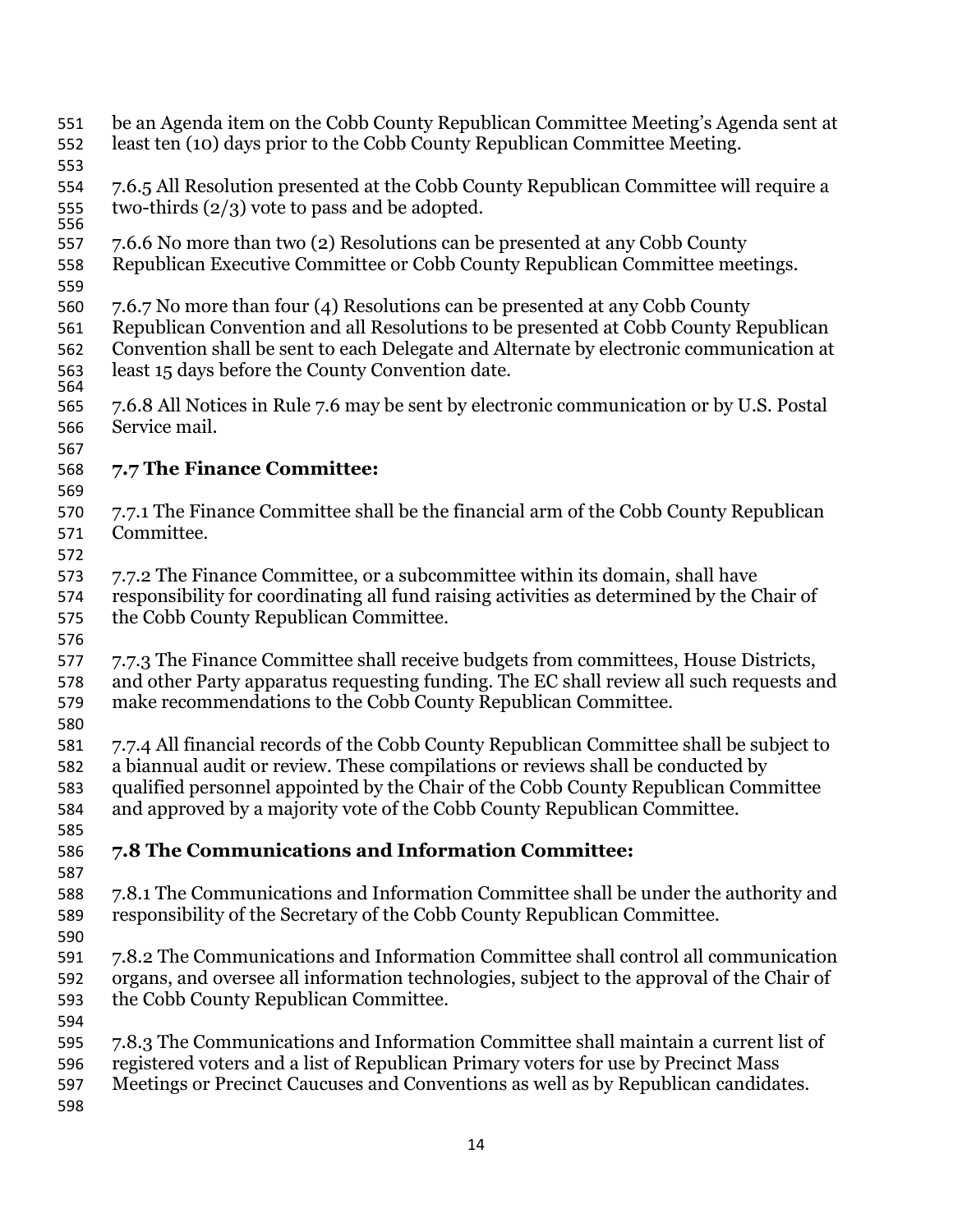be an Agenda item on the Cobb County Republican Committee Meeting's Agenda sent at least ten (10) days prior to the Cobb County Republican Committee Meeting.

7.6.5 All Resolution presented at the Cobb County Republican Committee will require a two-thirds (2/3) vote to pass and be adopted.

7.6.6 No more than two (2) Resolutions can be presented at any Cobb County Republican Executive Committee or Cobb County Republican Committee meetings.

7.6.7 No more than four (4) Resolutions can be presented at any Cobb County Republican Convention and all Resolutions to be presented at Cobb County Republican Convention shall be sent to each Delegate and Alternate by electronic communication at least 15 days before the County Convention date.

7.6.8 All Notices in Rule 7.6 may be sent by electronic communication or by U.S. Postal Service mail.

### 7.7 The Finance Committee:

7.7.1 The Finance Committee shall be the financial arm of the Cobb County Republican Committee.

7.7.2 The Finance Committee, or a subcommittee within its domain, shall have responsibility for coordinating all fund raising activities as determined by the Chair of the Cobb County Republican Committee.

7.7.3 The Finance Committee shall receive budgets from committees, House Districts, and other Party apparatus requesting funding. The EC shall review all such requests and make recommendations to the Cobb County Republican Committee.

7.7.4 All financial records of the Cobb County Republican Committee shall be subject to a biannual audit or review. These compilations or reviews shall be conducted by qualified personnel appointed by the Chair of the Cobb County Republican Committee and approved by a majority vote of the Cobb County Republican Committee.

### 7.8 The Communications and Information Committee:

7.8.1 The Communications and Information Committee shall be under the authority and responsibility of the Secretary of the Cobb County Republican Committee.

7.8.2 The Communications and Information Committee shall control all communication organs, and oversee all information technologies, subject to the approval of the Chair of the Cobb County Republican Committee.

7.8.3 The Communications and Information Committee shall maintain a current list of registered voters and a list of Republican Primary voters for use by Precinct Mass Meetings or Precinct Caucuses and Conventions as well as by Republican candidates.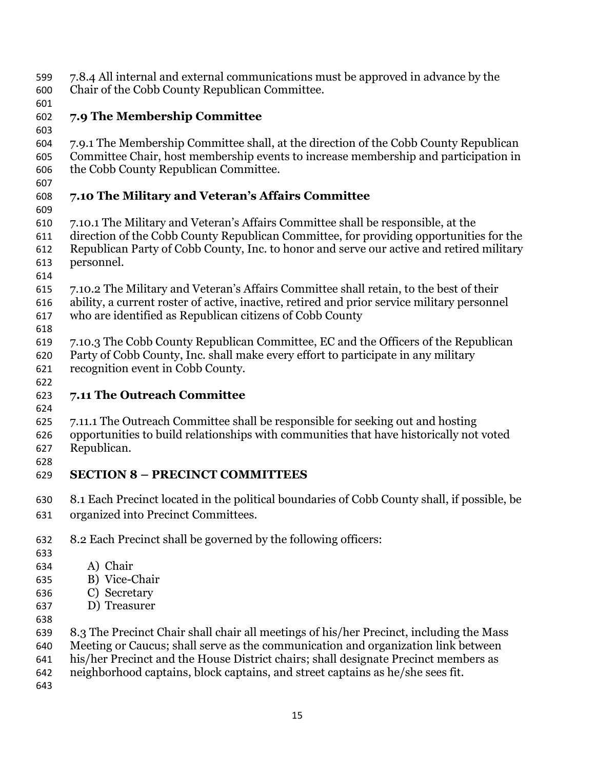7.8.4 All internal and external communications must be approved in advance by the Chair of the Cobb County Republican Committee.

### 7.9 The Membership Committee

7.9.1 The Membership Committee shall, at the direction of the Cobb County Republican Committee Chair, host membership events to increase membership and participation in the Cobb County Republican Committee.

### 7.10 The Military and Veteran's Affairs Committee

7.10.1 The Military and Veteran's Affairs Committee shall be responsible, at the direction of the Cobb County Republican Committee, for providing opportunities for the Republican Party of Cobb County, Inc. to honor and serve our active and retired military personnel.

7.10.2 The Military and Veteran's Affairs Committee shall retain, to the best of their ability, a current roster of active, inactive, retired and prior service military personnel who are identified as Republican citizens of Cobb County

7.10.3 The Cobb County Republican Committee, EC and the Officers of the Republican Party of Cobb County, Inc. shall make every effort to participate in any military recognition event in Cobb County.

### 7.11 The Outreach Committee

7.11.1 The Outreach Committee shall be responsible for seeking out and hosting opportunities to build relationships with communities that have historically not voted Republican.

## SECTION 8 – PRECINCT COMMITTEES

8.1 Each Precinct located in the political boundaries of Cobb County shall, if possible, be organized into Precinct Committees.

8.2 Each Precinct shall be governed by the following officers:

A) Chair
B) Vice-Chair
C) Secretary
D) Treasurer

8.3 The Precinct Chair shall chair all meetings of his/her Precinct, including the Mass Meeting or Caucus; shall serve as the communication and organization link between his/her Precinct and the House District chairs; shall designate Precinct members as neighborhood captains, block captains, and street captains as he/she sees fit.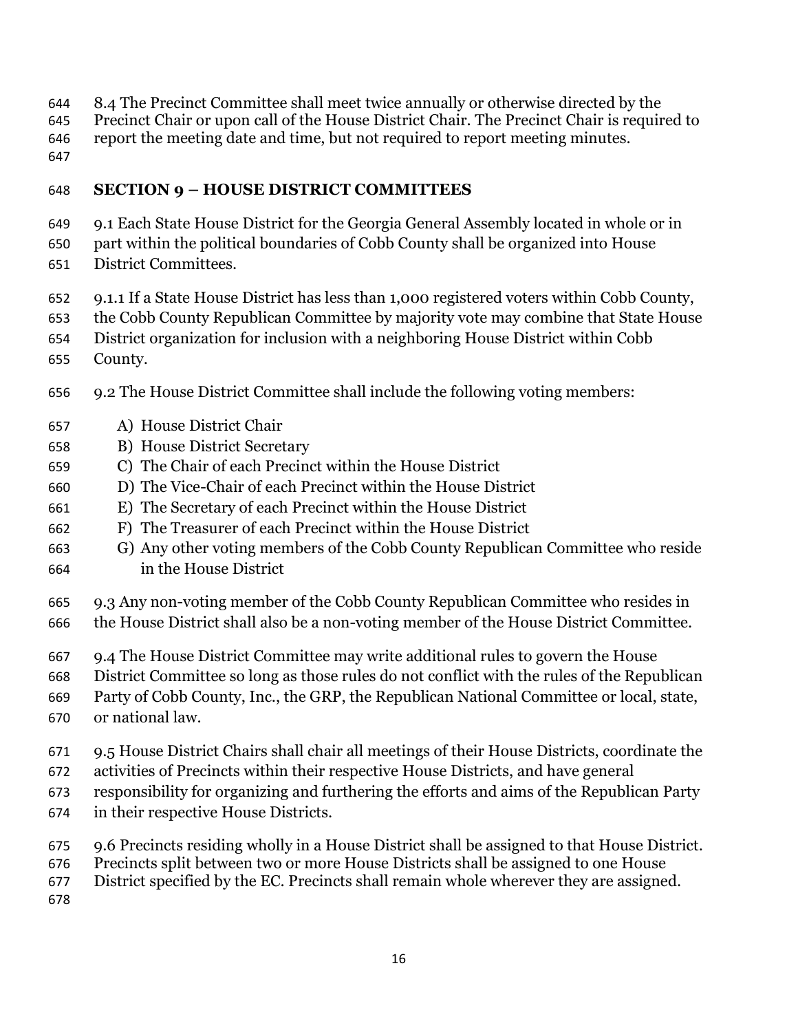8.4 The Precinct Committee shall meet twice annually or otherwise directed by the Precinct Chair or upon call of the House District Chair. The Precinct Chair is required to report the meeting date and time, but not required to report meeting minutes.

## SECTION 9 – HOUSE DISTRICT COMMITTEES

9.1 Each State House District for the Georgia General Assembly located in whole or in part within the political boundaries of Cobb County shall be organized into House District Committees.

9.1.1 If a State House District has less than 1,000 registered voters within Cobb County, the Cobb County Republican Committee by majority vote may combine that State House District organization for inclusion with a neighboring House District within Cobb County.

9.2 The House District Committee shall include the following voting members:

A) House District Chair
B) House District Secretary
C) The Chair of each Precinct within the House District
D) The Vice-Chair of each Precinct within the House District
E) The Secretary of each Precinct within the House District
F) The Treasurer of each Precinct within the House District
G) Any other voting members of the Cobb County Republican Committee who reside in the House District

9.3 Any non-voting member of the Cobb County Republican Committee who resides in the House District shall also be a non-voting member of the House District Committee.

9.4 The House District Committee may write additional rules to govern the House District Committee so long as those rules do not conflict with the rules of the Republican Party of Cobb County, Inc., the GRP, the Republican National Committee or local, state, or national law.

9.5 House District Chairs shall chair all meetings of their House Districts, coordinate the activities of Precincts within their respective House Districts, and have general responsibility for organizing and furthering the efforts and aims of the Republican Party in their respective House Districts.

9.6 Precincts residing wholly in a House District shall be assigned to that House District. Precincts split between two or more House Districts shall be assigned to one House District specified by the EC. Precincts shall remain whole wherever they are assigned.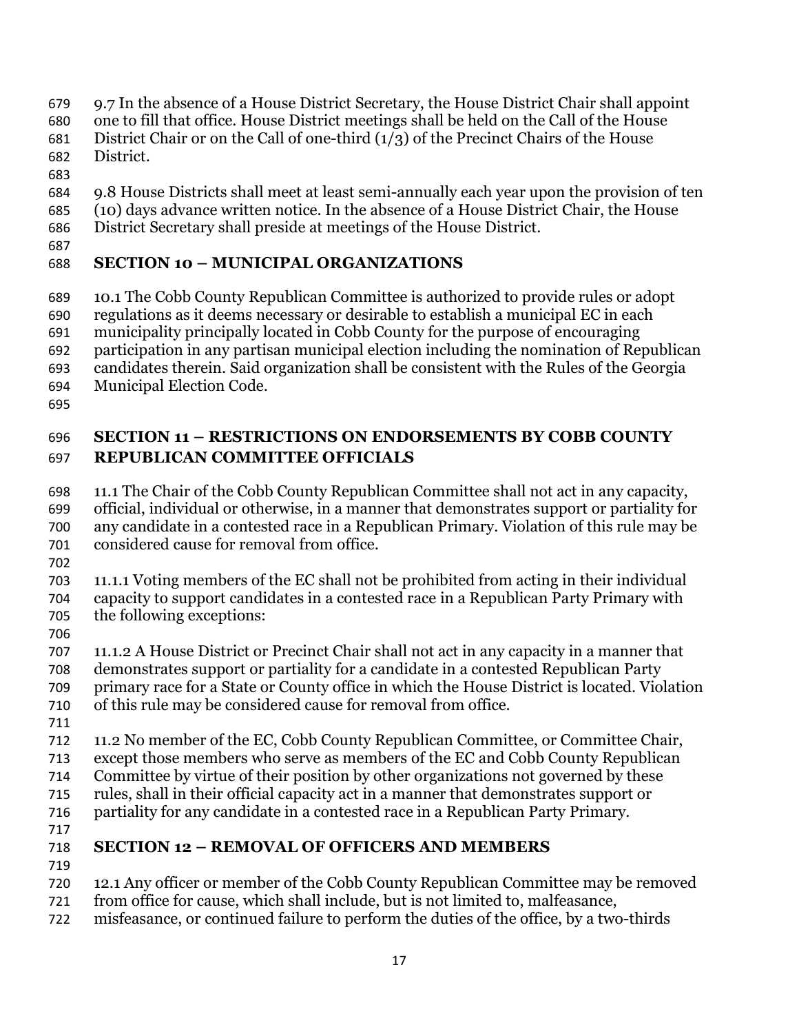9.7 In the absence of a House District Secretary, the House District Chair shall appoint one to fill that office. House District meetings shall be held on the Call of the House District Chair or on the Call of one-third (1/3) of the Precinct Chairs of the House District.

9.8 House Districts shall meet at least semi-annually each year upon the provision of ten (10) days advance written notice. In the absence of a House District Chair, the House District Secretary shall preside at meetings of the House District.

## SECTION 10 – MUNICIPAL ORGANIZATIONS

10.1 The Cobb County Republican Committee is authorized to provide rules or adopt regulations as it deems necessary or desirable to establish a municipal EC in each municipality principally located in Cobb County for the purpose of encouraging participation in any partisan municipal election including the nomination of Republican candidates therein. Said organization shall be consistent with the Rules of the Georgia Municipal Election Code.

## SECTION 11 – RESTRICTIONS ON ENDORSEMENTS BY COBB COUNTY REPUBLICAN COMMITTEE OFFICIALS

11.1 The Chair of the Cobb County Republican Committee shall not act in any capacity, official, individual or otherwise, in a manner that demonstrates support or partiality for any candidate in a contested race in a Republican Primary. Violation of this rule may be considered cause for removal from office.

11.1.1 Voting members of the EC shall not be prohibited from acting in their individual capacity to support candidates in a contested race in a Republican Party Primary with the following exceptions:

11.1.2 A House District or Precinct Chair shall not act in any capacity in a manner that demonstrates support or partiality for a candidate in a contested Republican Party primary race for a State or County office in which the House District is located. Violation of this rule may be considered cause for removal from office.

11.2 No member of the EC, Cobb County Republican Committee, or Committee Chair, except those members who serve as members of the EC and Cobb County Republican Committee by virtue of their position by other organizations not governed by these rules, shall in their official capacity act in a manner that demonstrates support or partiality for any candidate in a contested race in a Republican Party Primary.

## SECTION 12 – REMOVAL OF OFFICERS AND MEMBERS

12.1 Any officer or member of the Cobb County Republican Committee may be removed from office for cause, which shall include, but is not limited to, malfeasance, misfeasance, or continued failure to perform the duties of the office, by a two-thirds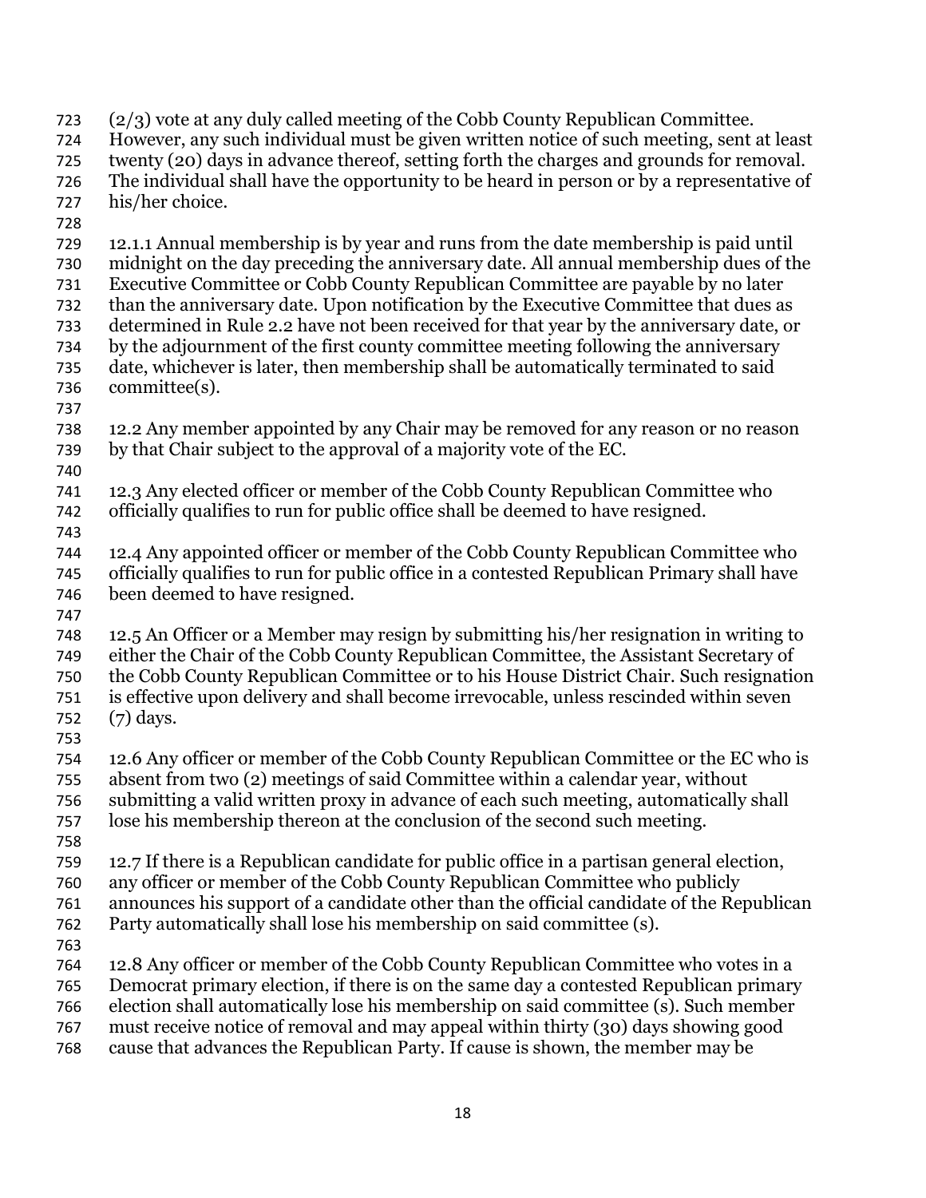(2/3) vote at any duly called meeting of the Cobb County Republican Committee. However, any such individual must be given written notice of such meeting, sent at least twenty (20) days in advance thereof, setting forth the charges and grounds for removal. The individual shall have the opportunity to be heard in person or by a representative of his/her choice.

12.1.1 Annual membership is by year and runs from the date membership is paid until midnight on the day preceding the anniversary date. All annual membership dues of the Executive Committee or Cobb County Republican Committee are payable by no later than the anniversary date. Upon notification by the Executive Committee that dues as determined in Rule 2.2 have not been received for that year by the anniversary date, or by the adjournment of the first county committee meeting following the anniversary date, whichever is later, then membership shall be automatically terminated to said committee(s).

12.2 Any member appointed by any Chair may be removed for any reason or no reason by that Chair subject to the approval of a majority vote of the EC.

12.3 Any elected officer or member of the Cobb County Republican Committee who officially qualifies to run for public office shall be deemed to have resigned.

12.4 Any appointed officer or member of the Cobb County Republican Committee who officially qualifies to run for public office in a contested Republican Primary shall have been deemed to have resigned.

12.5 An Officer or a Member may resign by submitting his/her resignation in writing to either the Chair of the Cobb County Republican Committee, the Assistant Secretary of the Cobb County Republican Committee or to his House District Chair. Such resignation is effective upon delivery and shall become irrevocable, unless rescinded within seven (7) days.

12.6 Any officer or member of the Cobb County Republican Committee or the EC who is absent from two (2) meetings of said Committee within a calendar year, without submitting a valid written proxy in advance of each such meeting, automatically shall lose his membership thereon at the conclusion of the second such meeting.

12.7 If there is a Republican candidate for public office in a partisan general election, any officer or member of the Cobb County Republican Committee who publicly announces his support of a candidate other than the official candidate of the Republican Party automatically shall lose his membership on said committee (s).

12.8 Any officer or member of the Cobb County Republican Committee who votes in a Democrat primary election, if there is on the same day a contested Republican primary election shall automatically lose his membership on said committee (s). Such member must receive notice of removal and may appeal within thirty (30) days showing good cause that advances the Republican Party. If cause is shown, the member may be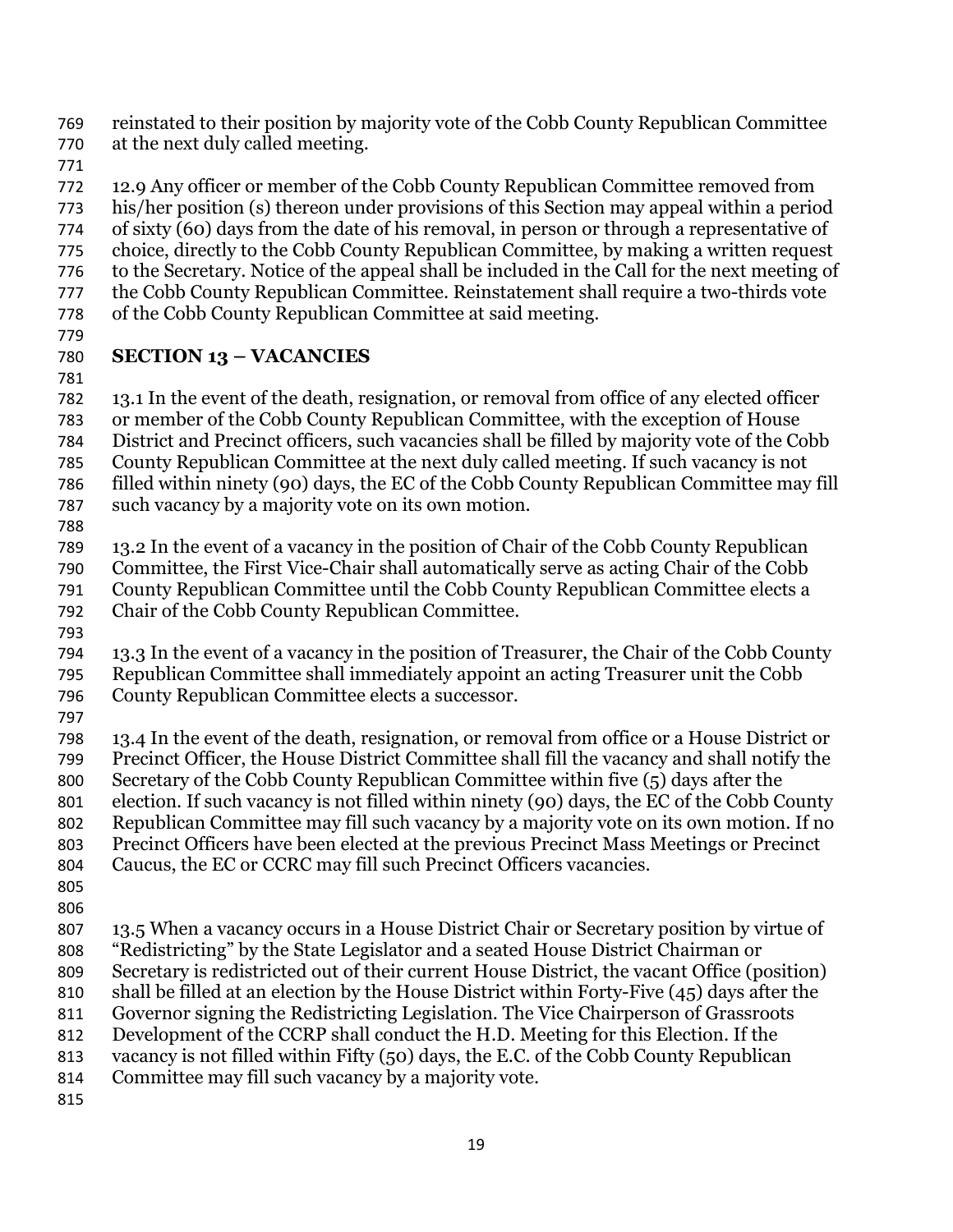reinstated to their position by majority vote of the Cobb County Republican Committee at the next duly called meeting.

12.9 Any officer or member of the Cobb County Republican Committee removed from his/her position (s) thereon under provisions of this Section may appeal within a period of sixty (60) days from the date of his removal, in person or through a representative of choice, directly to the Cobb County Republican Committee, by making a written request to the Secretary. Notice of the appeal shall be included in the Call for the next meeting of the Cobb County Republican Committee. Reinstatement shall require a two-thirds vote of the Cobb County Republican Committee at said meeting.

## SECTION 13 – VACANCIES

13.1 In the event of the death, resignation, or removal from office of any elected officer or member of the Cobb County Republican Committee, with the exception of House District and Precinct officers, such vacancies shall be filled by majority vote of the Cobb County Republican Committee at the next duly called meeting. If such vacancy is not filled within ninety (90) days, the EC of the Cobb County Republican Committee may fill such vacancy by a majority vote on its own motion.

13.2 In the event of a vacancy in the position of Chair of the Cobb County Republican Committee, the First Vice-Chair shall automatically serve as acting Chair of the Cobb County Republican Committee until the Cobb County Republican Committee elects a Chair of the Cobb County Republican Committee.

13.3 In the event of a vacancy in the position of Treasurer, the Chair of the Cobb County Republican Committee shall immediately appoint an acting Treasurer unit the Cobb County Republican Committee elects a successor.

13.4 In the event of the death, resignation, or removal from office or a House District or Precinct Officer, the House District Committee shall fill the vacancy and shall notify the Secretary of the Cobb County Republican Committee within five (5) days after the election. If such vacancy is not filled within ninety (90) days, the EC of the Cobb County Republican Committee may fill such vacancy by a majority vote on its own motion. If no Precinct Officers have been elected at the previous Precinct Mass Meetings or Precinct Caucus, the EC or CCRC may fill such Precinct Officers vacancies.

13.5 When a vacancy occurs in a House District Chair or Secretary position by virtue of "Redistricting" by the State Legislator and a seated House District Chairman or Secretary is redistricted out of their current House District, the vacant Office (position) shall be filled at an election by the House District within Forty-Five (45) days after the Governor signing the Redistricting Legislation. The Vice Chairperson of Grassroots Development of the CCRP shall conduct the H.D. Meeting for this Election. If the vacancy is not filled within Fifty (50) days, the E.C. of the Cobb County Republican Committee may fill such vacancy by a majority vote.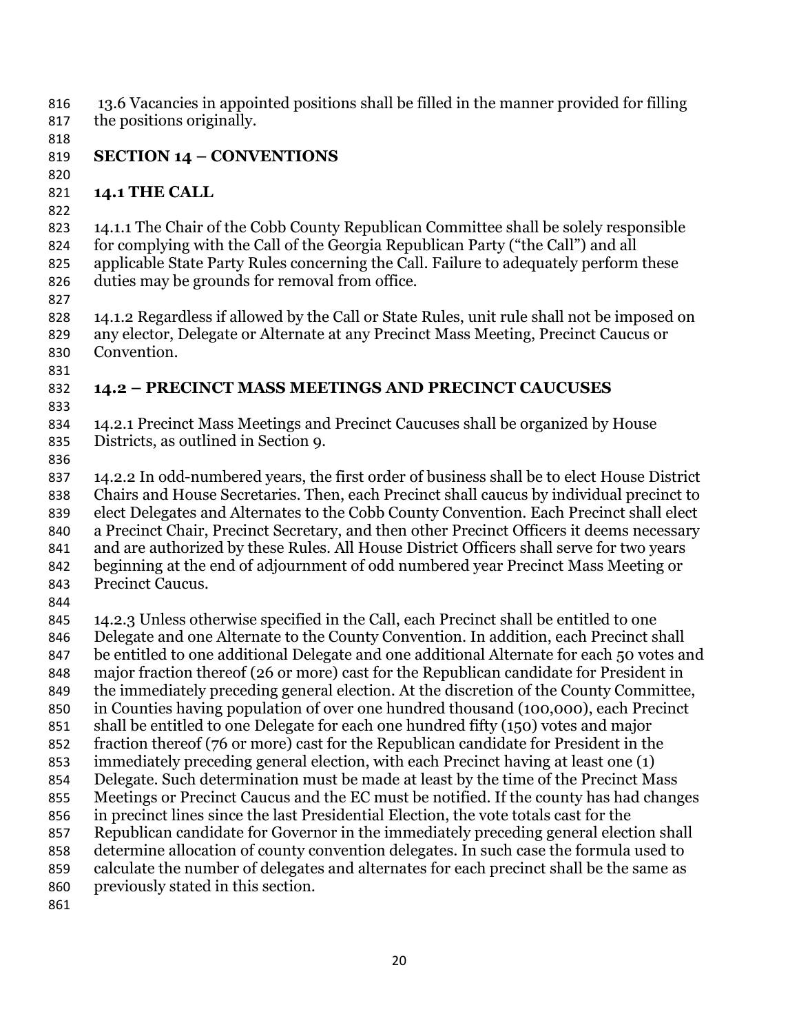13.6 Vacancies in appointed positions shall be filled in the manner provided for filling the positions originally.

## SECTION 14 – CONVENTIONS

### 14.1 THE CALL

14.1.1 The Chair of the Cobb County Republican Committee shall be solely responsible for complying with the Call of the Georgia Republican Party ("the Call") and all applicable State Party Rules concerning the Call. Failure to adequately perform these duties may be grounds for removal from office.

14.1.2 Regardless if allowed by the Call or State Rules, unit rule shall not be imposed on any elector, Delegate or Alternate at any Precinct Mass Meeting, Precinct Caucus or Convention.

### 14.2 – PRECINCT MASS MEETINGS AND PRECINCT CAUCUSES

14.2.1 Precinct Mass Meetings and Precinct Caucuses shall be organized by House Districts, as outlined in Section 9.

14.2.2 In odd-numbered years, the first order of business shall be to elect House District Chairs and House Secretaries. Then, each Precinct shall caucus by individual precinct to elect Delegates and Alternates to the Cobb County Convention. Each Precinct shall elect a Precinct Chair, Precinct Secretary, and then other Precinct Officers it deems necessary and are authorized by these Rules. All House District Officers shall serve for two years beginning at the end of adjournment of odd numbered year Precinct Mass Meeting or Precinct Caucus.

14.2.3 Unless otherwise specified in the Call, each Precinct shall be entitled to one Delegate and one Alternate to the County Convention. In addition, each Precinct shall be entitled to one additional Delegate and one additional Alternate for each 50 votes and major fraction thereof (26 or more) cast for the Republican candidate for President in the immediately preceding general election. At the discretion of the County Committee, in Counties having population of over one hundred thousand (100,000), each Precinct shall be entitled to one Delegate for each one hundred fifty (150) votes and major fraction thereof (76 or more) cast for the Republican candidate for President in the immediately preceding general election, with each Precinct having at least one (1) Delegate. Such determination must be made at least by the time of the Precinct Mass Meetings or Precinct Caucus and the EC must be notified. If the county has had changes in precinct lines since the last Presidential Election, the vote totals cast for the Republican candidate for Governor in the immediately preceding general election shall determine allocation of county convention delegates. In such case the formula used to calculate the number of delegates and alternates for each precinct shall be the same as previously stated in this section.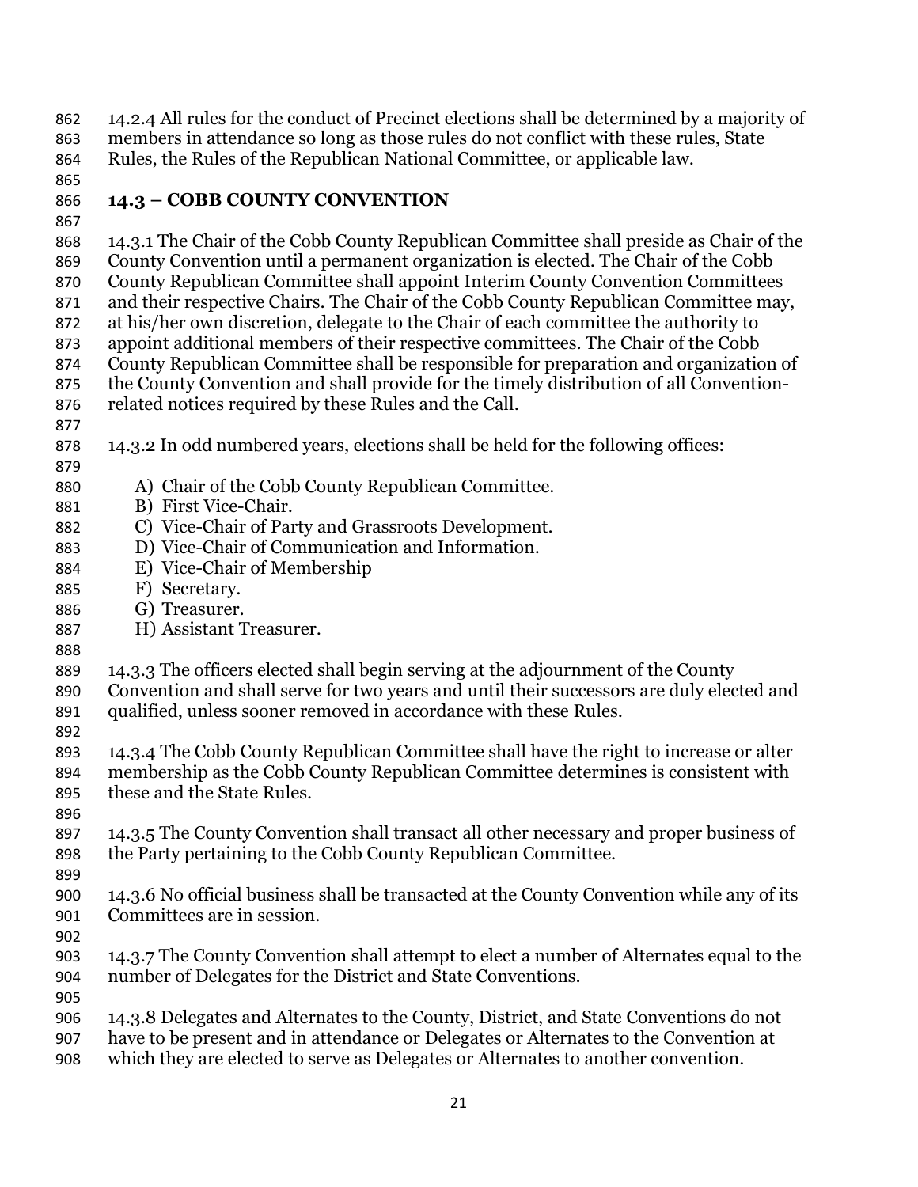14.2.4 All rules for the conduct of Precinct elections shall be determined by a majority of members in attendance so long as those rules do not conflict with these rules, State Rules, the Rules of the Republican National Committee, or applicable law.

## 14.3 – COBB COUNTY CONVENTION

14.3.1 The Chair of the Cobb County Republican Committee shall preside as Chair of the County Convention until a permanent organization is elected. The Chair of the Cobb County Republican Committee shall appoint Interim County Convention Committees and their respective Chairs. The Chair of the Cobb County Republican Committee may, at his/her own discretion, delegate to the Chair of each committee the authority to appoint additional members of their respective committees. The Chair of the Cobb County Republican Committee shall be responsible for preparation and organization of the County Convention and shall provide for the timely distribution of all Convention-related notices required by these Rules and the Call.

14.3.2 In odd numbered years, elections shall be held for the following offices:

A) Chair of the Cobb County Republican Committee.
B) First Vice-Chair.
C) Vice-Chair of Party and Grassroots Development.
D) Vice-Chair of Communication and Information.
E) Vice-Chair of Membership
F) Secretary.
G) Treasurer.
H) Assistant Treasurer.

14.3.3 The officers elected shall begin serving at the adjournment of the County Convention and shall serve for two years and until their successors are duly elected and qualified, unless sooner removed in accordance with these Rules.

14.3.4 The Cobb County Republican Committee shall have the right to increase or alter membership as the Cobb County Republican Committee determines is consistent with these and the State Rules.

14.3.5 The County Convention shall transact all other necessary and proper business of the Party pertaining to the Cobb County Republican Committee.

14.3.6 No official business shall be transacted at the County Convention while any of its Committees are in session.

14.3.7 The County Convention shall attempt to elect a number of Alternates equal to the number of Delegates for the District and State Conventions.

14.3.8 Delegates and Alternates to the County, District, and State Conventions do not have to be present and in attendance or Delegates or Alternates to the Convention at which they are elected to serve as Delegates or Alternates to another convention.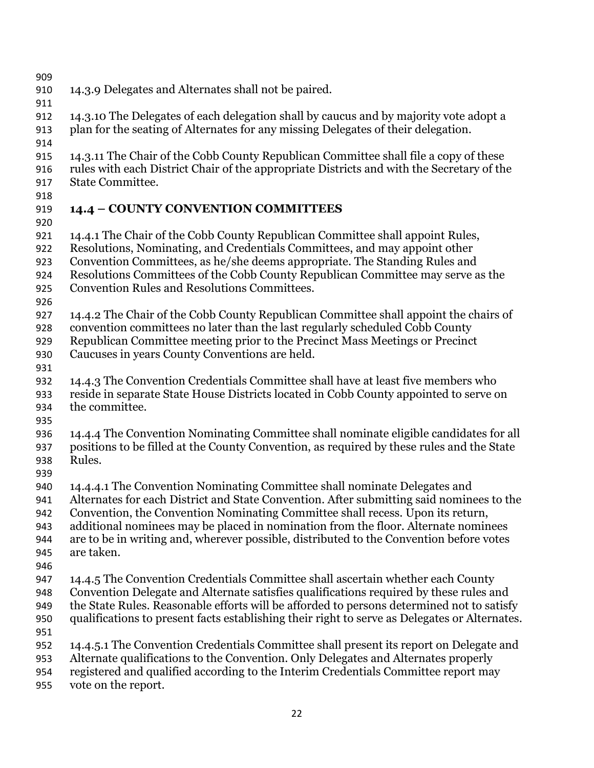14.3.9 Delegates and Alternates shall not be paired.

14.3.10 The Delegates of each delegation shall by caucus and by majority vote adopt a plan for the seating of Alternates for any missing Delegates of their delegation.

14.3.11 The Chair of the Cobb County Republican Committee shall file a copy of these rules with each District Chair of the appropriate Districts and with the Secretary of the State Committee.

## 14.4 – COUNTY CONVENTION COMMITTEES

14.4.1 The Chair of the Cobb County Republican Committee shall appoint Rules, Resolutions, Nominating, and Credentials Committees, and may appoint other Convention Committees, as he/she deems appropriate. The Standing Rules and Resolutions Committees of the Cobb County Republican Committee may serve as the Convention Rules and Resolutions Committees.

14.4.2 The Chair of the Cobb County Republican Committee shall appoint the chairs of convention committees no later than the last regularly scheduled Cobb County Republican Committee meeting prior to the Precinct Mass Meetings or Precinct Caucuses in years County Conventions are held.

14.4.3 The Convention Credentials Committee shall have at least five members who reside in separate State House Districts located in Cobb County appointed to serve on the committee.

14.4.4 The Convention Nominating Committee shall nominate eligible candidates for all positions to be filled at the County Convention, as required by these rules and the State Rules.

14.4.4.1 The Convention Nominating Committee shall nominate Delegates and Alternates for each District and State Convention. After submitting said nominees to the Convention, the Convention Nominating Committee shall recess. Upon its return, additional nominees may be placed in nomination from the floor. Alternate nominees are to be in writing and, wherever possible, distributed to the Convention before votes are taken.

14.4.5 The Convention Credentials Committee shall ascertain whether each County Convention Delegate and Alternate satisfies qualifications required by these rules and the State Rules. Reasonable efforts will be afforded to persons determined not to satisfy qualifications to present facts establishing their right to serve as Delegates or Alternates.

14.4.5.1 The Convention Credentials Committee shall present its report on Delegate and Alternate qualifications to the Convention. Only Delegates and Alternates properly registered and qualified according to the Interim Credentials Committee report may vote on the report.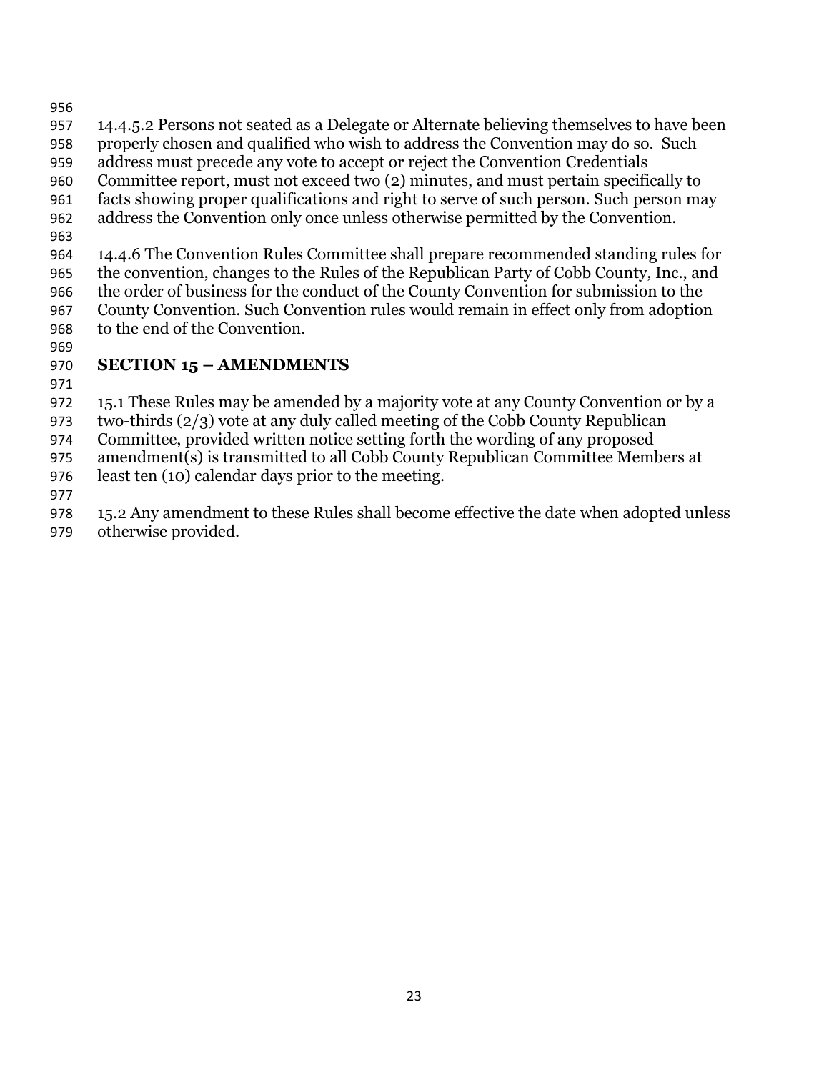14.4.5.2 Persons not seated as a Delegate or Alternate believing themselves to have been properly chosen and qualified who wish to address the Convention may do so. Such address must precede any vote to accept or reject the Convention Credentials Committee report, must not exceed two (2) minutes, and must pertain specifically to facts showing proper qualifications and right to serve of such person. Such person may address the Convention only once unless otherwise permitted by the Convention.

14.4.6 The Convention Rules Committee shall prepare recommended standing rules for the convention, changes to the Rules of the Republican Party of Cobb County, Inc., and the order of business for the conduct of the County Convention for submission to the County Convention. Such Convention rules would remain in effect only from adoption to the end of the Convention.

## SECTION 15 – AMENDMENTS

15.1 These Rules may be amended by a majority vote at any County Convention or by a two-thirds (2/3) vote at any duly called meeting of the Cobb County Republican Committee, provided written notice setting forth the wording of any proposed amendment(s) is transmitted to all Cobb County Republican Committee Members at least ten (10) calendar days prior to the meeting.

15.2 Any amendment to these Rules shall become effective the date when adopted unless otherwise provided.